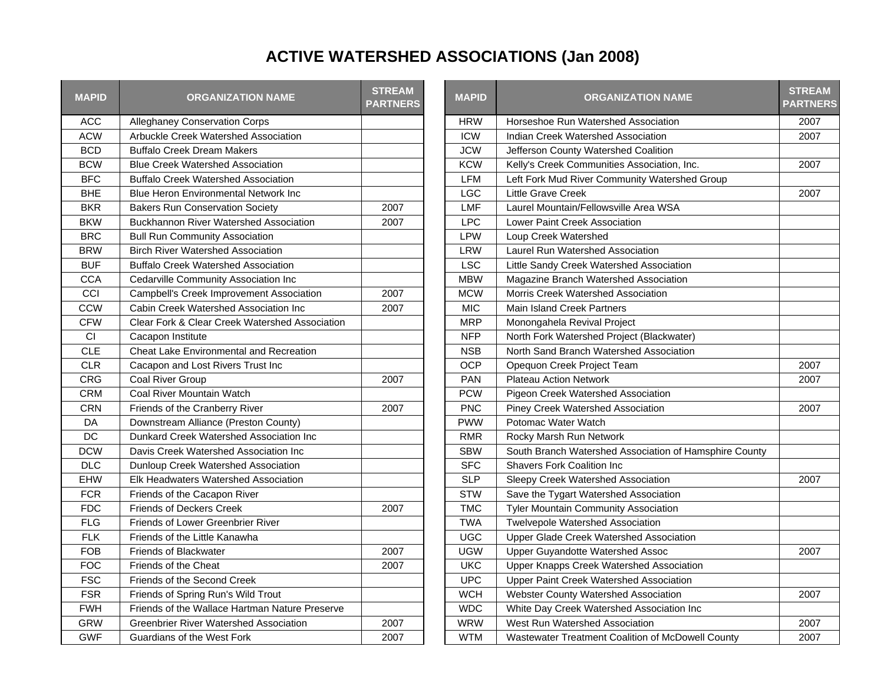# ACTIVE WATERSHED ASSOCIATIONS (Jan 2008)

| MAPID | ORGANIZATION NAME | STREAM PARTNERS |
|---|---|---|
| ACC | Alleghaney Conservation Corps | |
| ACW | Arbuckle Creek Watershed Association | |
| BCD | Buffalo Creek Dream Makers | |
| BCW | Blue Creek Watershed Association | |
| BFC | Buffalo Creek Watershed Association | |
| BHE | Blue Heron Environmental Network Inc | |
| BKR | Bakers Run Conservation Society | 2007 |
| BKW | Buckhannon River Watershed Association | 2007 |
| BRC | Bull Run Community Association | |
| BRW | Birch River Watershed Association | |
| BUF | Buffalo Creek Watershed Association | |
| CCA | Cedarville Community Association Inc | |
| CCI | Campbell's Creek Improvement Association | 2007 |
| CCW | Cabin Creek Watershed Association Inc | 2007 |
| CFW | Clear Fork & Clear Creek Watershed Association | |
| CI | Cacapon Institute | |
| CLE | Cheat Lake Environmental and Recreation | |
| CLR | Cacapon and Lost Rivers Trust Inc | |
| CRG | Coal River Group | 2007 |
| CRM | Coal River Mountain Watch | |
| CRN | Friends of the Cranberry River | 2007 |
| DA | Downstream Alliance (Preston County) | |
| DC | Dunkard Creek Watershed Association Inc | |
| DCW | Davis Creek Watershed Association Inc | |
| DLC | Dunloup Creek Watershed Association | |
| EHW | Elk Headwaters Watershed Association | |
| FCR | Friends of the Cacapon River | |
| FDC | Friends of Deckers Creek | 2007 |
| FLG | Friends of Lower Greenbrier River | |
| FLK | Friends of the Little Kanawha | |
| FOB | Friends of Blackwater | 2007 |
| FOC | Friends of the Cheat | 2007 |
| FSC | Friends of the Second Creek | |
| FSR | Friends of Spring Run's Wild Trout | |
| FWH | Friends of the Wallace Hartman Nature Preserve | |
| GRW | Greenbrier River Watershed Association | 2007 |
| GWF | Guardians of the West Fork | 2007 |
| HRW | Horseshoe Run Watershed Association | 2007 |
| ICW | Indian Creek Watershed Association | 2007 |
| JCW | Jefferson County Watershed Coalition | |
| KCW | Kelly's Creek Communities Association, Inc. | 2007 |
| LFM | Left Fork Mud River Community Watershed Group | |
| LGC | Little Grave Creek | 2007 |
| LMF | Laurel Mountain/Fellowsville Area WSA | |
| LPC | Lower Paint Creek Association | |
| LPW | Loup Creek Watershed | |
| LRW | Laurel Run Watershed Association | |
| LSC | Little Sandy Creek Watershed Association | |
| MBW | Magazine Branch Watershed Association | |
| MCW | Morris Creek Watershed Association | |
| MIC | Main Island Creek Partners | |
| MRP | Monongahela Revival Project | |
| NFP | North Fork Watershed Project (Blackwater) | |
| NSB | North Sand Branch Watershed Association | |
| OCP | Opequon Creek Project Team | 2007 |
| PAN | Plateau Action Network | 2007 |
| PCW | Pigeon Creek Watershed Association | |
| PNC | Piney Creek Watershed Association | 2007 |
| PWW | Potomac Water Watch | |
| RMR | Rocky Marsh Run Network | |
| SBW | South Branch Watershed Association of Hamsphire County | |
| SFC | Shavers Fork Coalition Inc | |
| SLP | Sleepy Creek Watershed Association | 2007 |
| STW | Save the Tygart Watershed Association | |
| TMC | Tyler Mountain Community Association | |
| TWA | Twelvepole Watershed Association | |
| UGC | Upper Glade Creek Watershed Association | |
| UGW | Upper Guyandotte Watershed Assoc | 2007 |
| UKC | Upper Knapps Creek Watershed Association | |
| UPC | Upper Paint Creek Watershed Association | |
| WCH | Webster County Watershed Association | 2007 |
| WDC | White Day Creek Watershed Association Inc | |
| WRW | West Run Watershed Association | 2007 |
| WTM | Wastewater Treatment Coalition of McDowell County | 2007 |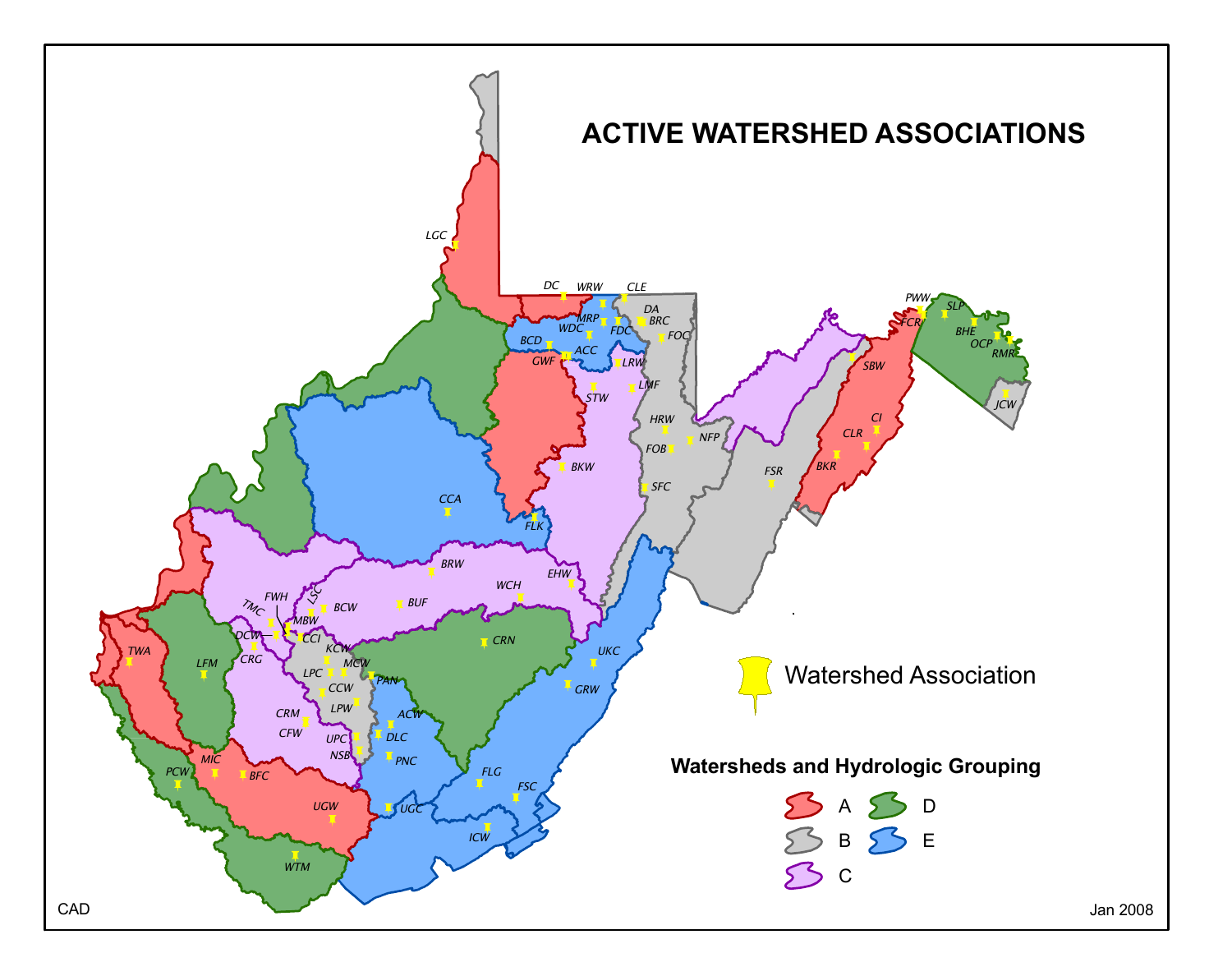# ACTIVE WATERSHED ASSOCIATIONS

LGC
DC
WRW
CLE
MRP
DA
BRC
WDC
FDC
FOC
BCD
ACC
GWF
LRW
LMF
STW
PWW
SLP
FCR
BHE
OCP
RMR
SBW
JCW
CI
CLR
BKR
HRW
NFP
FOB
FSR
BKW
SFC
CCA
FLK
BRW
EHW
WCH
FWH
LSC
TMC
BCW
BUF
MBW
DCW
CCI
CRG
KCW
TWA
LFM
MCW
CRN
UKC
LPC
PAN
CCW
GRW
LPW
CRM
ACW
CFW
UPC
DLC
NSB
PNC
FLG
MIC
PCW
BFC
FSC
UGW
UGC
ICW
WTM

Watershed Association

**Watersheds and Hydrologic Grouping**

A
D
B
E
C

CAD

Jan 2008